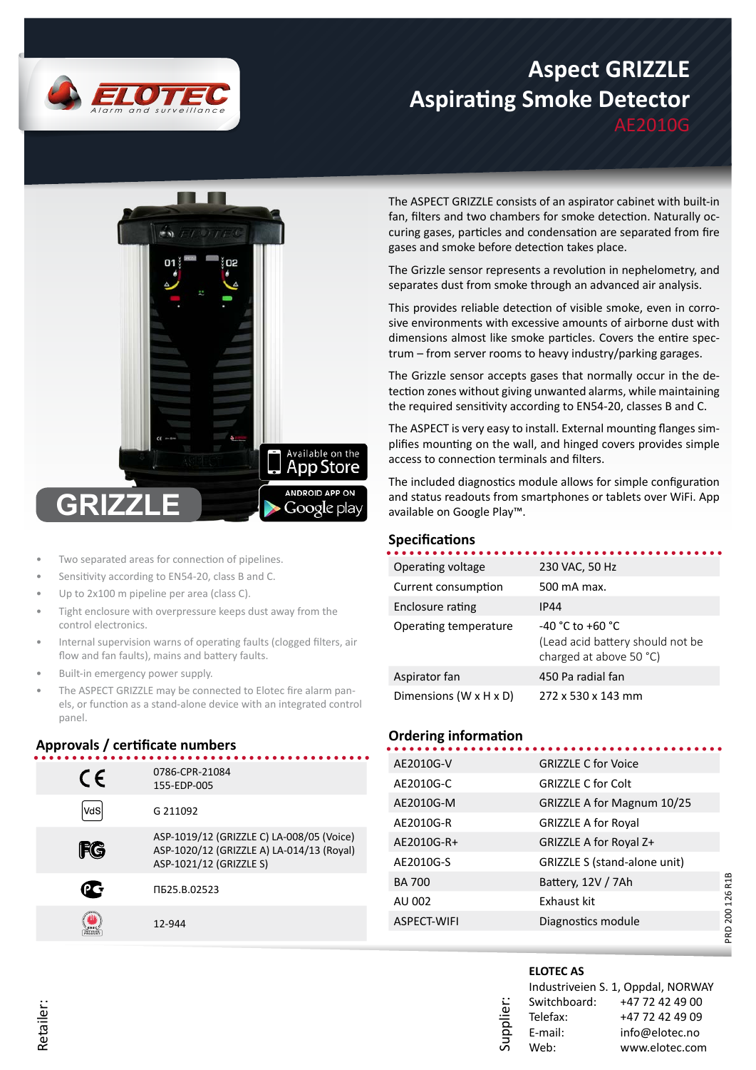# Aspect GRIZZLE Aspirating Smoke Detector

AE2010G

The ASPECT GRIZZLE consists of an aspirator cabinet with built-in fan, filters and two chambers for smoke detection. Naturally occurring gases, particles and condensation are separated from fire gases and smoke before detection takes place.

The Grizzle sensor represents a revolution in nephelometry, and separates dust from smoke through an advanced air analysis.

This provides reliable detection of visible smoke, even in corrosive environments with excessive amounts of airborne dust with dimensions almost like smoke particles. Covers the entire spectrum – from server rooms to heavy industry/parking garages.

The Grizzle sensor accepts gases that normally occur in the detection zones without giving unwanted alarms, while maintaining the required sensitivity according to EN54-20, classes B and C.

The ASPECT is very easy to install. External mounting flanges simplifies mounting on the wall, and hinged covers provides simple access to connection terminals and filters.

The included diagnostics module allows for simple configuration and status readouts from smartphones or tablets over WiFi. App available on Google Play™.

- Two separated areas for connection of pipelines.
- Sensitivity according to EN54-20, class B and C.
- Up to 2x100 m pipeline per area (class C).
- Tight enclosure with overpressure keeps dust away from the control electronics.
- Internal supervision warns of operating faults (clogged filters, air flow and fan faults), mains and battery faults.
- Built-in emergency power supply.
- The ASPECT GRIZZLE may be connected to Elotec fire alarm panels, or function as a stand-alone device with an integrated control panel.

## Specifications

| | |
|---|---|
| Operating voltage | 230 VAC, 50 Hz |
| Current consumption | 500 mA max. |
| Enclosure rating | IP44 |
| Operating temperature | -40 °C to +60 °C (Lead acid battery should not be charged at above 50 °C) |
| Aspirator fan | 450 Pa radial fan |
| Dimensions (W x H x D) | 272 x 530 x 143 mm |

## Approvals / certificate numbers

| | |
|---|---|
| CE | 0786-CPR-21084<br>155-EDP-005 |
| VdS | G 211092 |
| FG | ASP-1019/12 (GRIZZLE C) LA-008/05 (Voice)<br>ASP-1020/12 (GRIZZLE A) LA-014/13 (Royal)<br>ASP-1021/12 (GRIZZLE S) |
| PCT | ПБ25.B.02523 |
| | 12-944 |

## Ordering information

| | |
|---|---|
| AE2010G-V | GRIZZLE C for Voice |
| AE2010G-C | GRIZZLE C for Colt |
| AE2010G-M | GRIZZLE A for Magnum 10/25 |
| AE2010G-R | GRIZZLE A for Royal |
| AE2010G-R+ | GRIZZLE A for Royal Z+ |
| AE2010G-S | GRIZZLE S (stand-alone unit) |
| BA 700 | Battery, 12V / 7Ah |
| AU 002 | Exhaust kit |
| ASPECT-WIFI | Diagnostics module |

PRD 200 126 R1B

Retailer:

Supplier:

**ELOTEC AS**
Industriveien S. 1, Oppdal, NORWAY
Switchboard: +47 72 42 49 00
Telefax: +47 72 42 49 09
E-mail: info@elotec.no
Web: www.elotec.com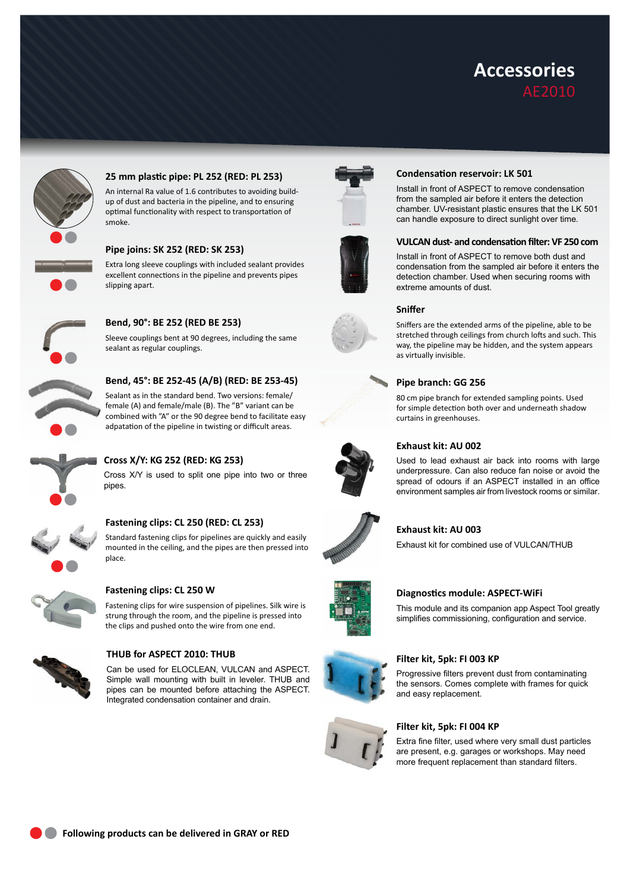# Accessories

AE2010

### 25 mm plastic pipe: PL 252 (RED: PL 253)

An internal Ra value of 1.6 contributes to avoiding build-up of dust and bacteria in the pipeline, and to ensuring optimal functionality with respect to transportation of smoke.

### Pipe joins: SK 252 (RED: SK 253)

Extra long sleeve couplings with included sealant provides excellent connections in the pipeline and prevents pipes slipping apart.

### Bend, 90°: BE 252 (RED BE 253)

Sleeve couplings bent at 90 degrees, including the same sealant as regular couplings.

### Bend, 45°: BE 252-45 (A/B) (RED: BE 253-45)

Sealant as in the standard bend. Two versions: female/female (A) and female/male (B). The "B" variant can be combined with "A" or the 90 degree bend to facilitate easy adaptation of the pipeline in twisting or difficult areas.

### Cross X/Y: KG 252 (RED: KG 253)

Cross X/Y is used to split one pipe into two or three pipes.

### Fastening clips: CL 250 (RED: CL 253)

Standard fastening clips for pipelines are quickly and easily mounted in the ceiling, and the pipes are then pressed into place.

### Fastening clips: CL 250 W

Fastening clips for wire suspension of pipelines. Silk wire is strung through the room, and the pipeline is pressed into the clips and pushed onto the wire from one end.

### THUB for ASPECT 2010: THUB

Can be used for ELOCLEAN, VULCAN and ASPECT. Simple wall mounting with built in leveler. THUB and pipes can be mounted before attaching the ASPECT. Integrated condensation container and drain.

### Condensation reservoir: LK 501

Install in front of ASPECT to remove condensation from the sampled air before it enters the detection chamber. UV-resistant plastic ensures that the LK 501 can handle exposure to direct sunlight over time.

### VULCAN dust- and condensation filter: VF 250 com

Install in front of ASPECT to remove both dust and condensation from the sampled air before it enters the detection chamber. Used when securing rooms with extreme amounts of dust.

### Sniffer

Sniffers are the extended arms of the pipeline, able to be stretched through ceilings from church lofts and such. This way, the pipeline may be hidden, and the system appears as virtually invisible.

### Pipe branch: GG 256

80 cm pipe branch for extended sampling points. Used for simple detection both over and underneath shadow curtains in greenhouses.

### Exhaust kit: AU 002

Used to lead exhaust air back into rooms with large underpressure. Can also reduce fan noise or avoid the spread of odours if an ASPECT installed in an office environment samples air from livestock rooms or similar.

### Exhaust kit: AU 003

Exhaust kit for combined use of VULCAN/THUB

### Diagnostics module: ASPECT-WiFi

This module and its companion app Aspect Tool greatly simplifies commissioning, configuration and service.

### Filter kit, 5pk: FI 003 KP

Progressive filters prevent dust from contaminating the sensors. Comes complete with frames for quick and easy replacement.

### Filter kit, 5pk: FI 004 KP

Extra fine filter, used where very small dust particles are present, e.g. garages or workshops. May need more frequent replacement than standard filters.

**Following products can be delivered in GRAY or RED**